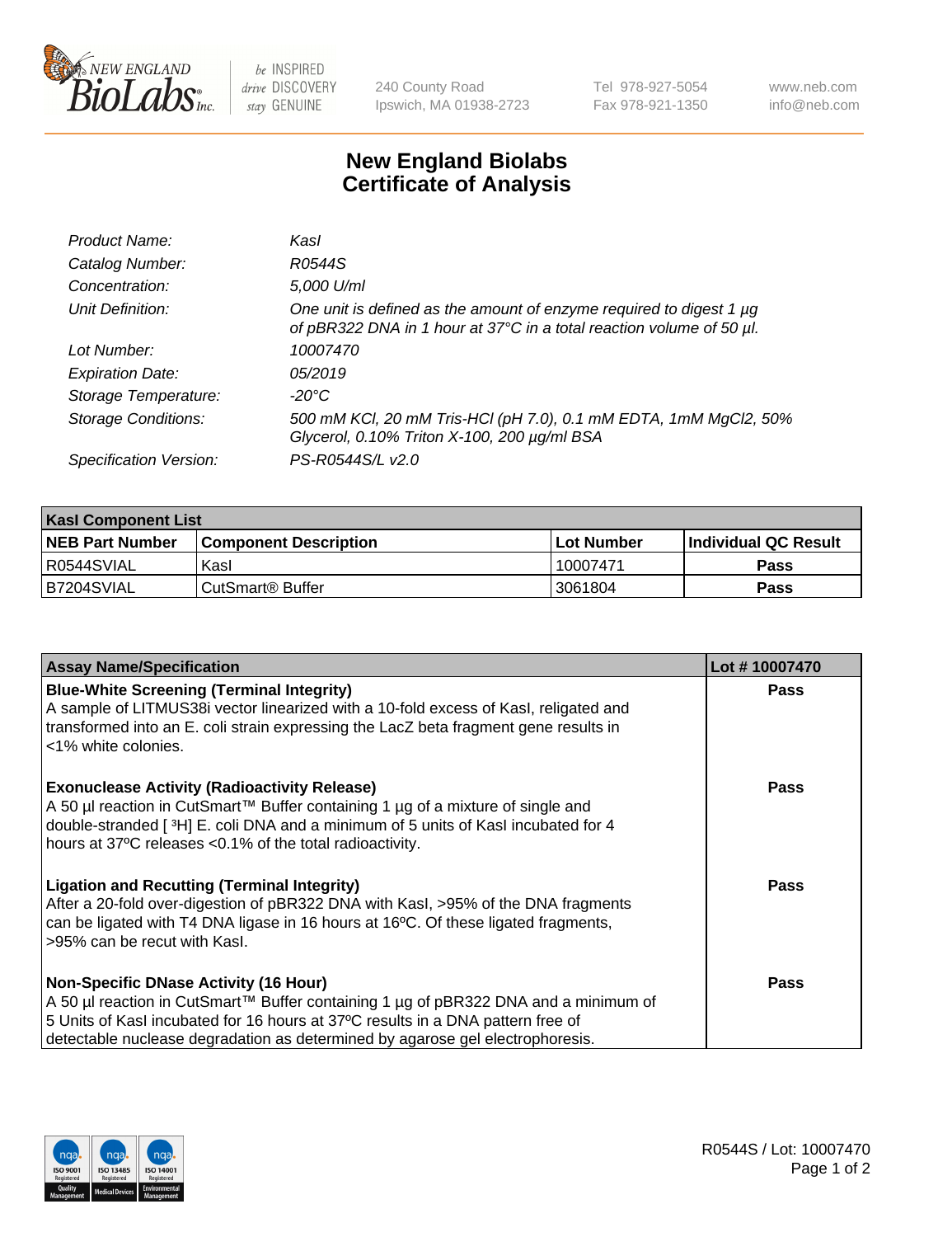New England BioLabs Inc. — be INSPIRED drive DISCOVERY stay GENUINE

240 County Road
Ipswich, MA 01938-2723

Tel 978-927-5054
Fax 978-921-1350

www.neb.com
info@neb.com

# New England Biolabs Certificate of Analysis

| | |
|---|---|
| *Product Name:* | *KasI* |
| *Catalog Number:* | *R0544S* |
| *Concentration:* | *5,000 U/ml* |
| *Unit Definition:* | *One unit is defined as the amount of enzyme required to digest 1 µg of pBR322 DNA in 1 hour at 37°C in a total reaction volume of 50 µl.* |
| *Lot Number:* | *10007470* |
| *Expiration Date:* | *05/2019* |
| *Storage Temperature:* | *-20°C* |
| *Storage Conditions:* | *500 mM KCl, 20 mM Tris-HCl (pH 7.0), 0.1 mM EDTA, 1mM MgCl2, 50% Glycerol, 0.10% Triton X-100, 200 µg/ml BSA* |
| *Specification Version:* | *PS-R0544S/L v2.0* |

| **KasI Component List** | | | |
|---|---|---|---|
| **NEB Part Number** | **Component Description** | **Lot Number** | **Individual QC Result** |
| R0544SVIAL | KasI | 10007471 | **Pass** |
| B7204SVIAL | CutSmart® Buffer | 3061804 | **Pass** |

| **Assay Name/Specification** | **Lot # 10007470** |
|---|---|
| **Blue-White Screening (Terminal Integrity)** A sample of LITMUS38i vector linearized with a 10-fold excess of KasI, religated and transformed into an E. coli strain expressing the LacZ beta fragment gene results in <1% white colonies. | **Pass** |
| **Exonuclease Activity (Radioactivity Release)** A 50 µl reaction in CutSmart™ Buffer containing 1 µg of a mixture of single and double-stranded [ $^3$H] E. coli DNA and a minimum of 5 units of KasI incubated for 4 hours at 37ºC releases <0.1% of the total radioactivity. | **Pass** |
| **Ligation and Recutting (Terminal Integrity)** After a 20-fold over-digestion of pBR322 DNA with KasI, >95% of the DNA fragments can be ligated with T4 DNA ligase in 16 hours at 16ºC. Of these ligated fragments, >95% can be recut with KasI. | **Pass** |
| **Non-Specific DNase Activity (16 Hour)** A 50 µl reaction in CutSmart™ Buffer containing 1 µg of pBR322 DNA and a minimum of 5 Units of KasI incubated for 16 hours at 37ºC results in a DNA pattern free of detectable nuclease degradation as determined by agarose gel electrophoresis. | **Pass** |

R0544S / Lot: 10007470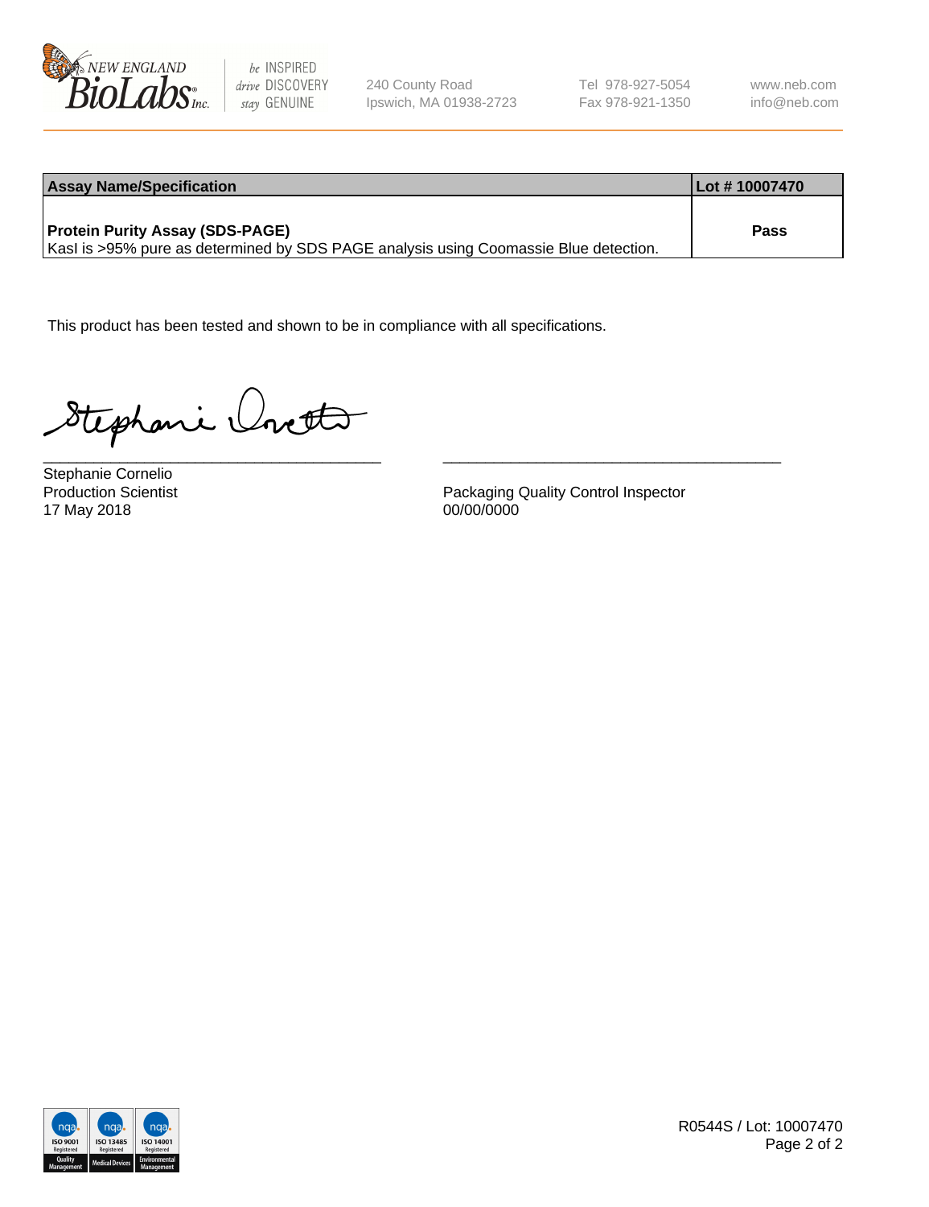| Assay Name/Specification | Lot # 10007470 |
| --- | --- |
| **Protein Purity Assay (SDS-PAGE)**<br>KasI is >95% pure as determined by SDS PAGE analysis using Coomassie Blue detection. | **Pass** |

This product has been tested and shown to be in compliance with all specifications.

Stephanie Cornelio
Production Scientist
17 May 2018

Packaging Quality Control Inspector
00/00/0000

R0544S / Lot: 10007470